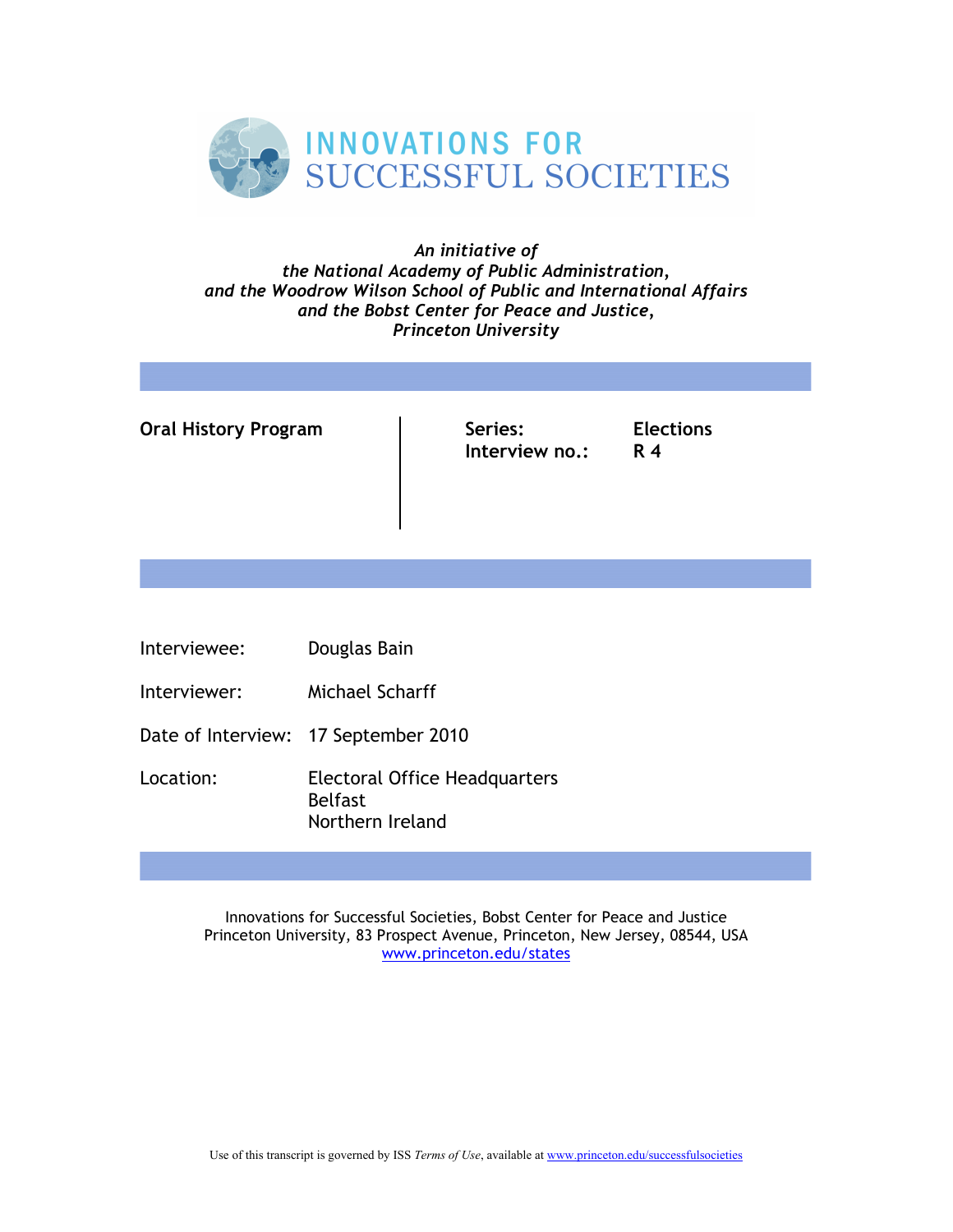# INNOVATIONS FOR SUCCESSFUL SOCIETIES

*An initiative of*
*the National Academy of Public Administration,*
*and the Woodrow Wilson School of Public and International Affairs*
*and the Bobst Center for Peace and Justice,*
*Princeton University*

**Oral History Program**

**Series:** Elections
**Interview no.:** R 4

Interviewee: Douglas Bain

Interviewer: Michael Scharff

Date of Interview: 17 September 2010

Location: Electoral Office Headquarters
Belfast
Northern Ireland

Innovations for Successful Societies, Bobst Center for Peace and Justice
Princeton University, 83 Prospect Avenue, Princeton, New Jersey, 08544, USA
www.princeton.edu/states

Use of this transcript is governed by ISS *Terms of Use*, available at www.princeton.edu/successfulsocieties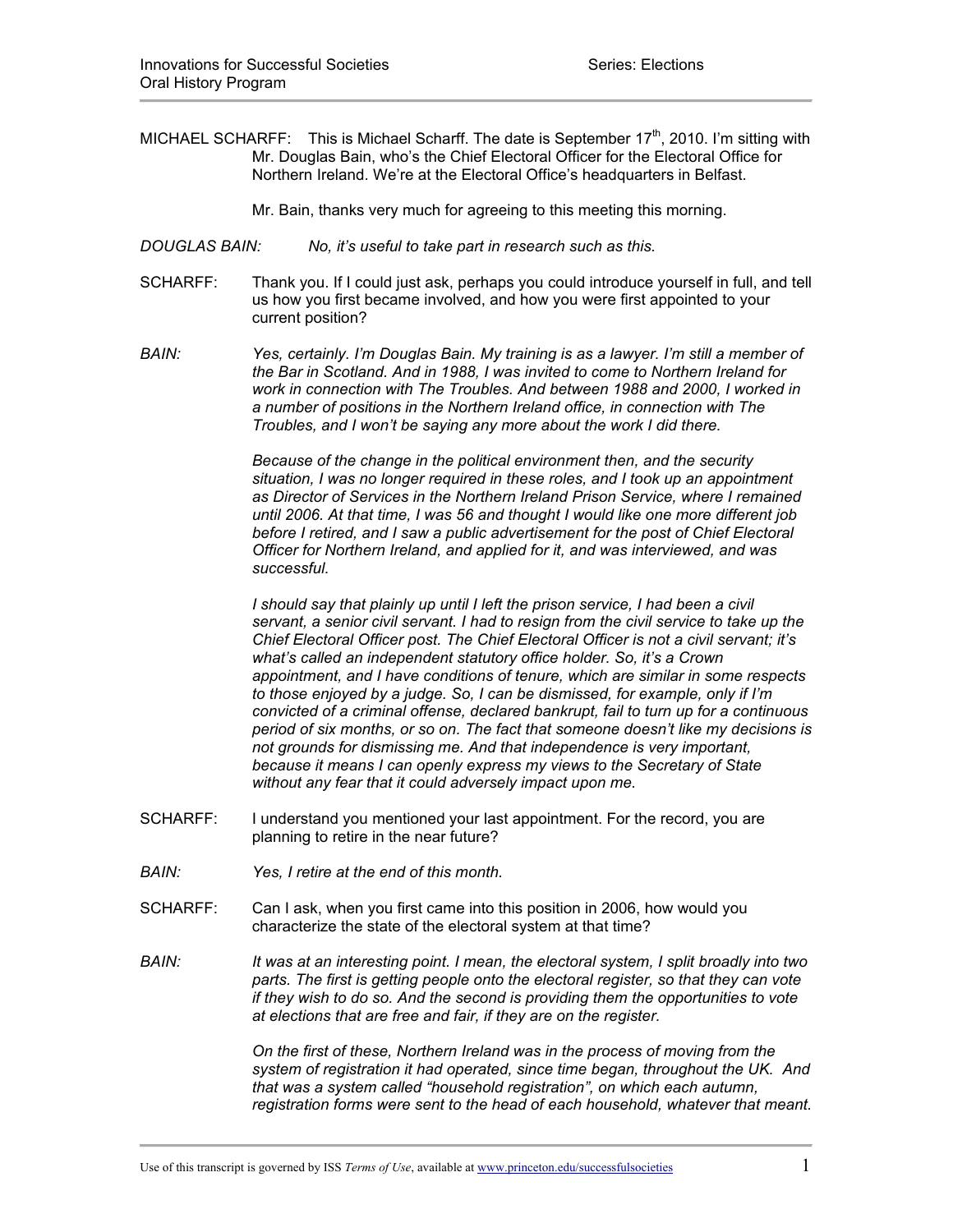MICHAEL SCHARFF: This is Michael Scharff. The date is September 17th, 2010. I'm sitting with Mr. Douglas Bain, who's the Chief Electoral Officer for the Electoral Office for Northern Ireland. We're at the Electoral Office's headquarters in Belfast.

Mr. Bain, thanks very much for agreeing to this meeting this morning.

*DOUGLAS BAIN: No, it's useful to take part in research such as this.*

SCHARFF: Thank you. If I could just ask, perhaps you could introduce yourself in full, and tell us how you first became involved, and how you were first appointed to your current position?

*BAIN: Yes, certainly. I'm Douglas Bain. My training is as a lawyer. I'm still a member of the Bar in Scotland. And in 1988, I was invited to come to Northern Ireland for work in connection with The Troubles. And between 1988 and 2000, I worked in a number of positions in the Northern Ireland office, in connection with The Troubles, and I won't be saying any more about the work I did there.*

*Because of the change in the political environment then, and the security situation, I was no longer required in these roles, and I took up an appointment as Director of Services in the Northern Ireland Prison Service, where I remained until 2006. At that time, I was 56 and thought I would like one more different job before I retired, and I saw a public advertisement for the post of Chief Electoral Officer for Northern Ireland, and applied for it, and was interviewed, and was successful.*

*I should say that plainly up until I left the prison service, I had been a civil servant, a senior civil servant. I had to resign from the civil service to take up the Chief Electoral Officer post. The Chief Electoral Officer is not a civil servant; it's what's called an independent statutory office holder. So, it's a Crown appointment, and I have conditions of tenure, which are similar in some respects to those enjoyed by a judge. So, I can be dismissed, for example, only if I'm convicted of a criminal offense, declared bankrupt, fail to turn up for a continuous period of six months, or so on. The fact that someone doesn't like my decisions is not grounds for dismissing me. And that independence is very important, because it means I can openly express my views to the Secretary of State without any fear that it could adversely impact upon me.*

SCHARFF: I understand you mentioned your last appointment. For the record, you are planning to retire in the near future?

*BAIN: Yes, I retire at the end of this month.*

SCHARFF: Can I ask, when you first came into this position in 2006, how would you characterize the state of the electoral system at that time?

*BAIN: It was at an interesting point. I mean, the electoral system, I split broadly into two parts. The first is getting people onto the electoral register, so that they can vote if they wish to do so. And the second is providing them the opportunities to vote at elections that are free and fair, if they are on the register.*

*On the first of these, Northern Ireland was in the process of moving from the system of registration it had operated, since time began, throughout the UK. And that was a system called "household registration", on which each autumn, registration forms were sent to the head of each household, whatever that meant.*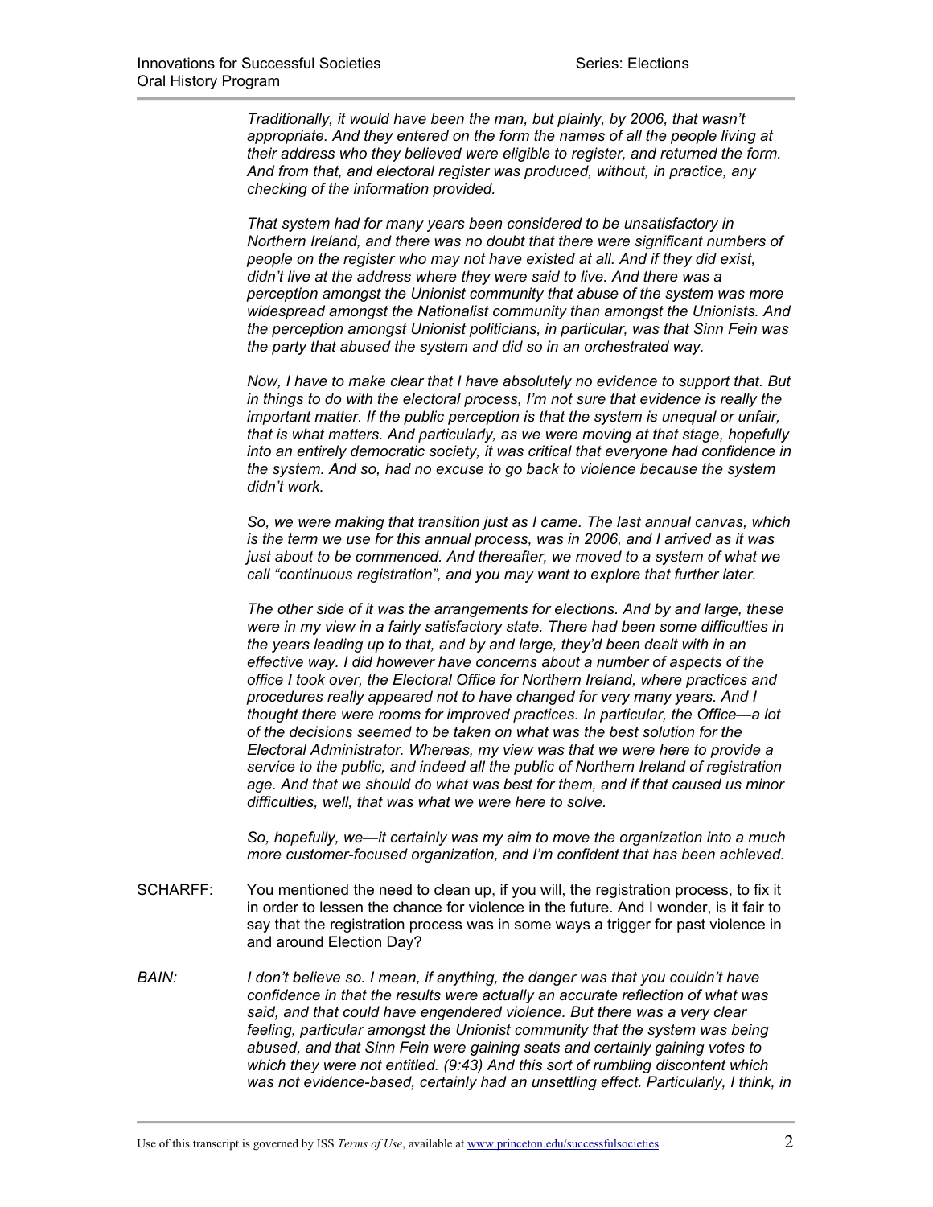*Traditionally, it would have been the man, but plainly, by 2006, that wasn't appropriate. And they entered on the form the names of all the people living at their address who they believed were eligible to register, and returned the form. And from that, and electoral register was produced, without, in practice, any checking of the information provided.*

*That system had for many years been considered to be unsatisfactory in Northern Ireland, and there was no doubt that there were significant numbers of people on the register who may not have existed at all. And if they did exist, didn't live at the address where they were said to live. And there was a perception amongst the Unionist community that abuse of the system was more widespread amongst the Nationalist community than amongst the Unionists. And the perception amongst Unionist politicians, in particular, was that Sinn Fein was the party that abused the system and did so in an orchestrated way.*

*Now, I have to make clear that I have absolutely no evidence to support that. But in things to do with the electoral process, I'm not sure that evidence is really the important matter. If the public perception is that the system is unequal or unfair, that is what matters. And particularly, as we were moving at that stage, hopefully into an entirely democratic society, it was critical that everyone had confidence in the system. And so, had no excuse to go back to violence because the system didn't work.*

*So, we were making that transition just as I came. The last annual canvas, which is the term we use for this annual process, was in 2006, and I arrived as it was just about to be commenced. And thereafter, we moved to a system of what we call "continuous registration", and you may want to explore that further later.*

*The other side of it was the arrangements for elections. And by and large, these were in my view in a fairly satisfactory state. There had been some difficulties in the years leading up to that, and by and large, they'd been dealt with in an effective way. I did however have concerns about a number of aspects of the office I took over, the Electoral Office for Northern Ireland, where practices and procedures really appeared not to have changed for very many years. And I thought there were rooms for improved practices. In particular, the Office—a lot of the decisions seemed to be taken on what was the best solution for the Electoral Administrator. Whereas, my view was that we were here to provide a service to the public, and indeed all the public of Northern Ireland of registration age. And that we should do what was best for them, and if that caused us minor difficulties, well, that was what we were here to solve.*

*So, hopefully, we—it certainly was my aim to move the organization into a much more customer-focused organization, and I'm confident that has been achieved.*

SCHARFF: You mentioned the need to clean up, if you will, the registration process, to fix it in order to lessen the chance for violence in the future. And I wonder, is it fair to say that the registration process was in some ways a trigger for past violence in and around Election Day?

*BAIN: I don't believe so. I mean, if anything, the danger was that you couldn't have confidence in that the results were actually an accurate reflection of what was said, and that could have engendered violence. But there was a very clear feeling, particular amongst the Unionist community that the system was being abused, and that Sinn Fein were gaining seats and certainly gaining votes to which they were not entitled. (9:43) And this sort of rumbling discontent which was not evidence-based, certainly had an unsettling effect. Particularly, I think, in*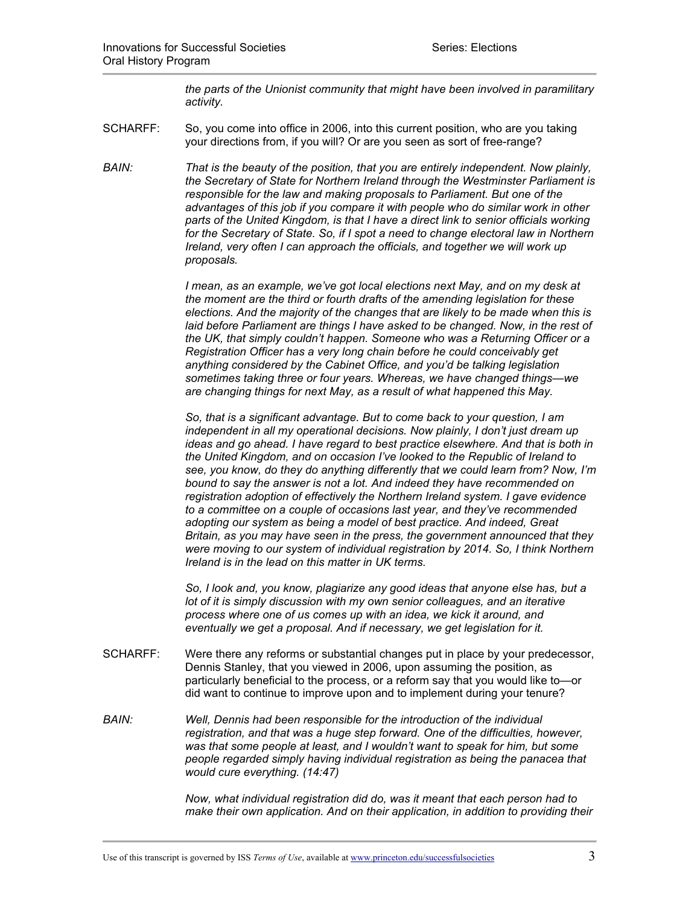*the parts of the Unionist community that might have been involved in paramilitary activity.*

SCHARFF: So, you come into office in 2006, into this current position, who are you taking your directions from, if you will? Or are you seen as sort of free-range?

*BAIN: That is the beauty of the position, that you are entirely independent. Now plainly, the Secretary of State for Northern Ireland through the Westminster Parliament is responsible for the law and making proposals to Parliament. But one of the advantages of this job if you compare it with people who do similar work in other parts of the United Kingdom, is that I have a direct link to senior officials working for the Secretary of State. So, if I spot a need to change electoral law in Northern Ireland, very often I can approach the officials, and together we will work up proposals.*

*I mean, as an example, we've got local elections next May, and on my desk at the moment are the third or fourth drafts of the amending legislation for these elections. And the majority of the changes that are likely to be made when this is laid before Parliament are things I have asked to be changed. Now, in the rest of the UK, that simply couldn't happen. Someone who was a Returning Officer or a Registration Officer has a very long chain before he could conceivably get anything considered by the Cabinet Office, and you'd be talking legislation sometimes taking three or four years. Whereas, we have changed things—we are changing things for next May, as a result of what happened this May.*

*So, that is a significant advantage. But to come back to your question, I am independent in all my operational decisions. Now plainly, I don't just dream up ideas and go ahead. I have regard to best practice elsewhere. And that is both in the United Kingdom, and on occasion I've looked to the Republic of Ireland to see, you know, do they do anything differently that we could learn from? Now, I'm bound to say the answer is not a lot. And indeed they have recommended on registration adoption of effectively the Northern Ireland system. I gave evidence to a committee on a couple of occasions last year, and they've recommended adopting our system as being a model of best practice. And indeed, Great Britain, as you may have seen in the press, the government announced that they were moving to our system of individual registration by 2014. So, I think Northern Ireland is in the lead on this matter in UK terms.*

*So, I look and, you know, plagiarize any good ideas that anyone else has, but a lot of it is simply discussion with my own senior colleagues, and an iterative process where one of us comes up with an idea, we kick it around, and eventually we get a proposal. And if necessary, we get legislation for it.*

SCHARFF: Were there any reforms or substantial changes put in place by your predecessor, Dennis Stanley, that you viewed in 2006, upon assuming the position, as particularly beneficial to the process, or a reform say that you would like to—or did want to continue to improve upon and to implement during your tenure?

*BAIN: Well, Dennis had been responsible for the introduction of the individual registration, and that was a huge step forward. One of the difficulties, however, was that some people at least, and I wouldn't want to speak for him, but some people regarded simply having individual registration as being the panacea that would cure everything. (14:47)*

*Now, what individual registration did do, was it meant that each person had to make their own application. And on their application, in addition to providing their*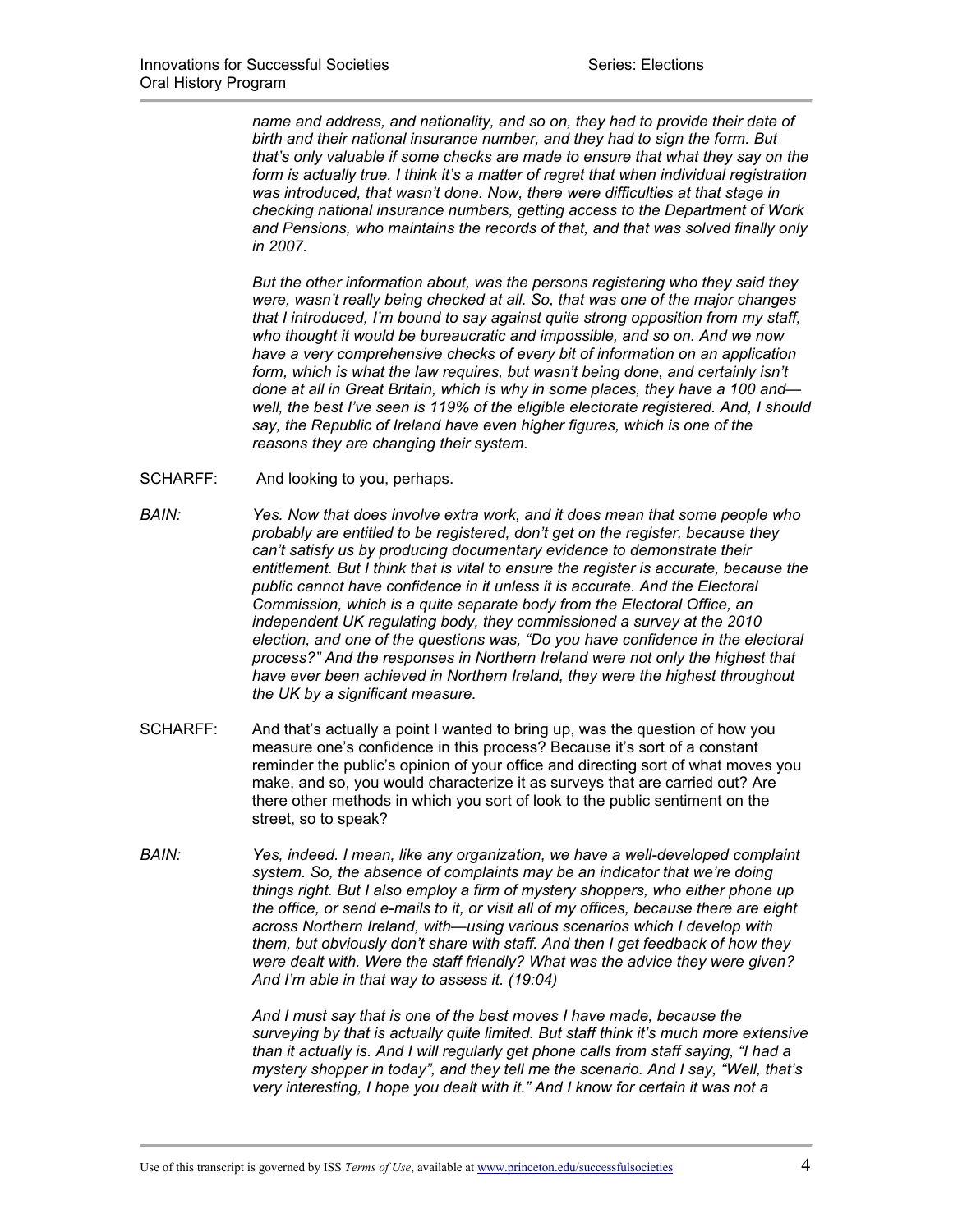*name and address, and nationality, and so on, they had to provide their date of birth and their national insurance number, and they had to sign the form. But that's only valuable if some checks are made to ensure that what they say on the form is actually true. I think it's a matter of regret that when individual registration was introduced, that wasn't done. Now, there were difficulties at that stage in checking national insurance numbers, getting access to the Department of Work and Pensions, who maintains the records of that, and that was solved finally only in 2007.*

*But the other information about, was the persons registering who they said they were, wasn't really being checked at all. So, that was one of the major changes that I introduced, I'm bound to say against quite strong opposition from my staff, who thought it would be bureaucratic and impossible, and so on. And we now have a very comprehensive checks of every bit of information on an application form, which is what the law requires, but wasn't being done, and certainly isn't done at all in Great Britain, which is why in some places, they have a 100 and—well, the best I've seen is 119% of the eligible electorate registered. And, I should say, the Republic of Ireland have even higher figures, which is one of the reasons they are changing their system.*

SCHARFF: And looking to you, perhaps.

*BAIN:* *Yes. Now that does involve extra work, and it does mean that some people who probably are entitled to be registered, don't get on the register, because they can't satisfy us by producing documentary evidence to demonstrate their entitlement. But I think that is vital to ensure the register is accurate, because the public cannot have confidence in it unless it is accurate. And the Electoral Commission, which is a quite separate body from the Electoral Office, an independent UK regulating body, they commissioned a survey at the 2010 election, and one of the questions was, "Do you have confidence in the electoral process?" And the responses in Northern Ireland were not only the highest that have ever been achieved in Northern Ireland, they were the highest throughout the UK by a significant measure.*

SCHARFF: And that's actually a point I wanted to bring up, was the question of how you measure one's confidence in this process? Because it's sort of a constant reminder the public's opinion of your office and directing sort of what moves you make, and so, you would characterize it as surveys that are carried out? Are there other methods in which you sort of look to the public sentiment on the street, so to speak?

*BAIN:* *Yes, indeed. I mean, like any organization, we have a well-developed complaint system. So, the absence of complaints may be an indicator that we're doing things right. But I also employ a firm of mystery shoppers, who either phone up the office, or send e-mails to it, or visit all of my offices, because there are eight across Northern Ireland, with—using various scenarios which I develop with them, but obviously don't share with staff. And then I get feedback of how they were dealt with. Were the staff friendly? What was the advice they were given? And I'm able in that way to assess it. (19:04)*

*And I must say that is one of the best moves I have made, because the surveying by that is actually quite limited. But staff think it's much more extensive than it actually is. And I will regularly get phone calls from staff saying, "I had a mystery shopper in today", and they tell me the scenario. And I say, "Well, that's very interesting, I hope you dealt with it." And I know for certain it was not a*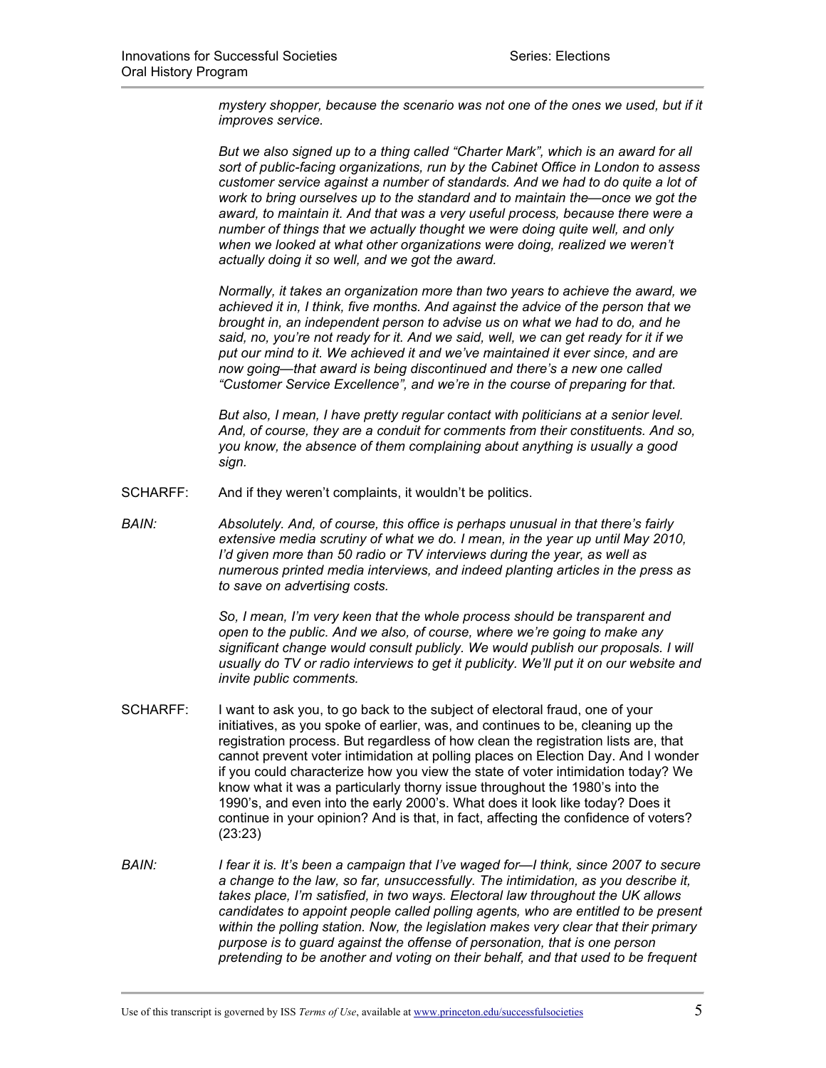*mystery shopper, because the scenario was not one of the ones we used, but if it improves service.*

*But we also signed up to a thing called "Charter Mark", which is an award for all sort of public-facing organizations, run by the Cabinet Office in London to assess customer service against a number of standards. And we had to do quite a lot of work to bring ourselves up to the standard and to maintain the—once we got the award, to maintain it. And that was a very useful process, because there were a number of things that we actually thought we were doing quite well, and only when we looked at what other organizations were doing, realized we weren't actually doing it so well, and we got the award.*

*Normally, it takes an organization more than two years to achieve the award, we achieved it in, I think, five months. And against the advice of the person that we brought in, an independent person to advise us on what we had to do, and he said, no, you're not ready for it. And we said, well, we can get ready for it if we put our mind to it. We achieved it and we've maintained it ever since, and are now going—that award is being discontinued and there's a new one called "Customer Service Excellence", and we're in the course of preparing for that.*

*But also, I mean, I have pretty regular contact with politicians at a senior level. And, of course, they are a conduit for comments from their constituents. And so, you know, the absence of them complaining about anything is usually a good sign.*

SCHARFF: And if they weren't complaints, it wouldn't be politics.

*BAIN: Absolutely. And, of course, this office is perhaps unusual in that there's fairly extensive media scrutiny of what we do. I mean, in the year up until May 2010, I'd given more than 50 radio or TV interviews during the year, as well as numerous printed media interviews, and indeed planting articles in the press as to save on advertising costs.*

*So, I mean, I'm very keen that the whole process should be transparent and open to the public. And we also, of course, where we're going to make any significant change would consult publicly. We would publish our proposals. I will usually do TV or radio interviews to get it publicity. We'll put it on our website and invite public comments.*

SCHARFF: I want to ask you, to go back to the subject of electoral fraud, one of your initiatives, as you spoke of earlier, was, and continues to be, cleaning up the registration process. But regardless of how clean the registration lists are, that cannot prevent voter intimidation at polling places on Election Day. And I wonder if you could characterize how you view the state of voter intimidation today? We know what it was a particularly thorny issue throughout the 1980's into the 1990's, and even into the early 2000's. What does it look like today? Does it continue in your opinion? And is that, in fact, affecting the confidence of voters? (23:23)

*BAIN: I fear it is. It's been a campaign that I've waged for—I think, since 2007 to secure a change to the law, so far, unsuccessfully. The intimidation, as you describe it, takes place, I'm satisfied, in two ways. Electoral law throughout the UK allows candidates to appoint people called polling agents, who are entitled to be present within the polling station. Now, the legislation makes very clear that their primary purpose is to guard against the offense of persuation, that is one person pretending to be another and voting on their behalf, and that used to be frequent*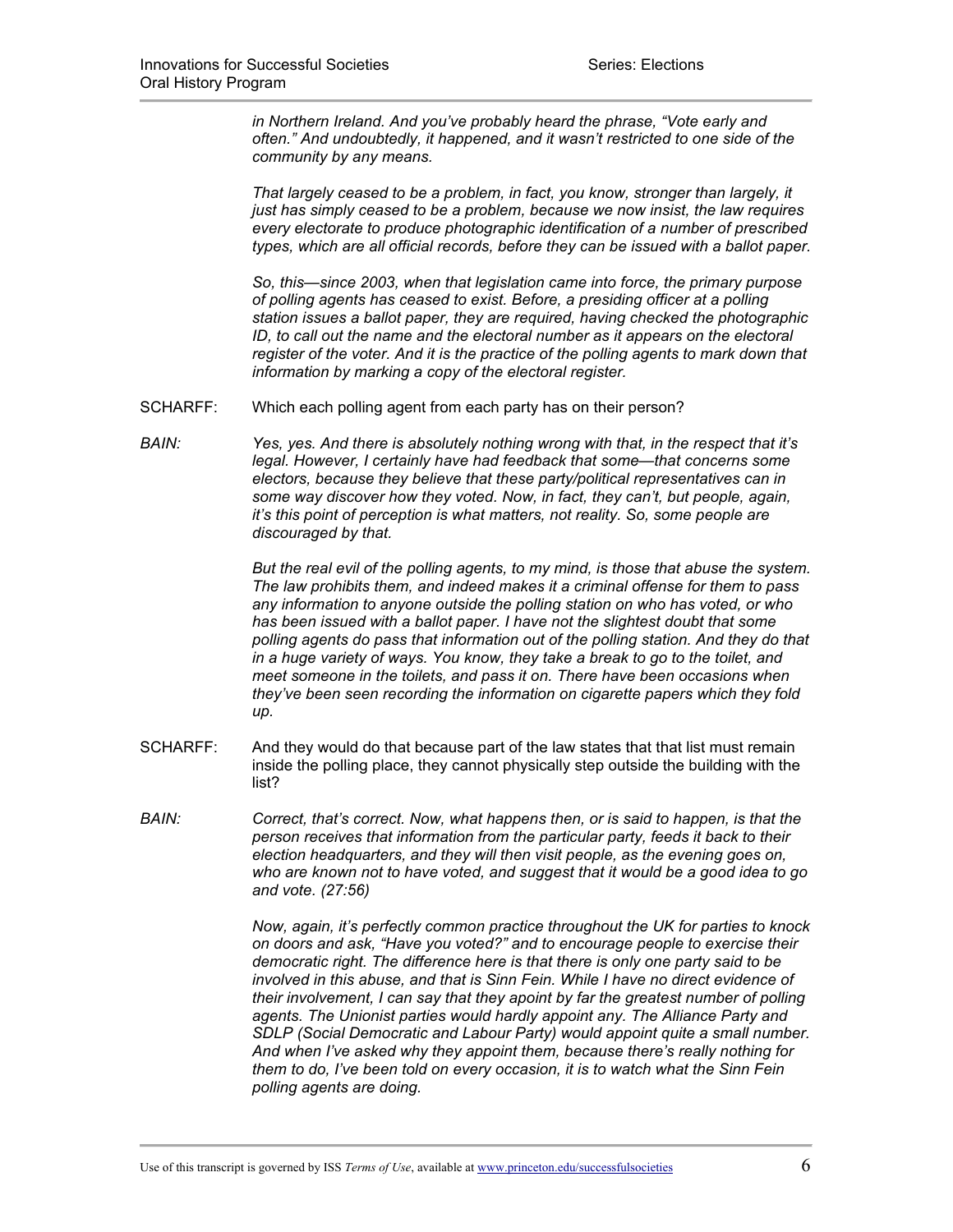*in Northern Ireland. And you've probably heard the phrase, "Vote early and often." And undoubtedly, it happened, and it wasn't restricted to one side of the community by any means.*

*That largely ceased to be a problem, in fact, you know, stronger than largely, it just has simply ceased to be a problem, because we now insist, the law requires every electorate to produce photographic identification of a number of prescribed types, which are all official records, before they can be issued with a ballot paper.*

*So, this—since 2003, when that legislation came into force, the primary purpose of polling agents has ceased to exist. Before, a presiding officer at a polling station issues a ballot paper, they are required, having checked the photographic ID, to call out the name and the electoral number as it appears on the electoral register of the voter. And it is the practice of the polling agents to mark down that information by marking a copy of the electoral register.*

SCHARFF: Which each polling agent from each party has on their person?

*BAIN: Yes, yes. And there is absolutely nothing wrong with that, in the respect that it's legal. However, I certainly have had feedback that some—that concerns some electors, because they believe that these party/political representatives can in some way discover how they voted. Now, in fact, they can't, but people, again, it's this point of perception is what matters, not reality. So, some people are discouraged by that.*

*But the real evil of the polling agents, to my mind, is those that abuse the system. The law prohibits them, and indeed makes it a criminal offense for them to pass any information to anyone outside the polling station on who has voted, or who has been issued with a ballot paper. I have not the slightest doubt that some polling agents do pass that information out of the polling station. And they do that in a huge variety of ways. You know, they take a break to go to the toilet, and meet someone in the toilets, and pass it on. There have been occasions when they've been seen recording the information on cigarette papers which they fold up.*

SCHARFF: And they would do that because part of the law states that that list must remain inside the polling place, they cannot physically step outside the building with the list?

*BAIN: Correct, that's correct. Now, what happens then, or is said to happen, is that the person receives that information from the particular party, feeds it back to their election headquarters, and they will then visit people, as the evening goes on, who are known not to have voted, and suggest that it would be a good idea to go and vote. (27:56)*

*Now, again, it's perfectly common practice throughout the UK for parties to knock on doors and ask, "Have you voted?" and to encourage people to exercise their democratic right. The difference here is that there is only one party said to be involved in this abuse, and that is Sinn Fein. While I have no direct evidence of their involvement, I can say that they apoint by far the greatest number of polling agents. The Unionist parties would hardly appoint any. The Alliance Party and SDLP (Social Democratic and Labour Party) would appoint quite a small number. And when I've asked why they appoint them, because there's really nothing for them to do, I've been told on every occasion, it is to watch what the Sinn Fein polling agents are doing.*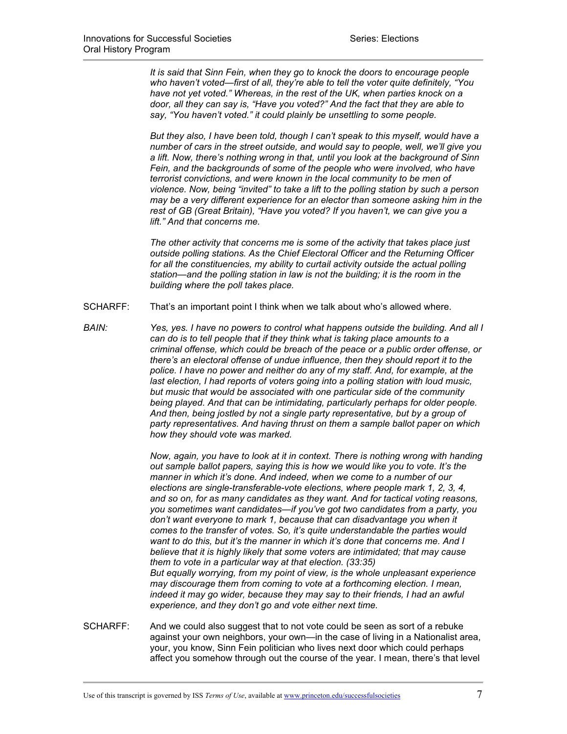*It is said that Sinn Fein, when they go to knock the doors to encourage people who haven't voted—first of all, they're able to tell the voter quite definitely, "You have not yet voted." Whereas, in the rest of the UK, when parties knock on a door, all they can say is, "Have you voted?" And the fact that they are able to say, "You haven't voted." it could plainly be unsettling to some people.*

*But they also, I have been told, though I can't speak to this myself, would have a number of cars in the street outside, and would say to people, well, we'll give you a lift. Now, there's nothing wrong in that, until you look at the background of Sinn Fein, and the backgrounds of some of the people who were involved, who have terrorist convictions, and were known in the local community to be men of violence. Now, being "invited" to take a lift to the polling station by such a person may be a very different experience for an elector than someone asking him in the rest of GB (Great Britain), "Have you voted? If you haven't, we can give you a lift." And that concerns me.*

*The other activity that concerns me is some of the activity that takes place just outside polling stations. As the Chief Electoral Officer and the Returning Officer for all the constituencies, my ability to curtail activity outside the actual polling station—and the polling station in law is not the building; it is the room in the building where the poll takes place.*

SCHARFF: That's an important point I think when we talk about who's allowed where.

*BAIN: Yes, yes. I have no powers to control what happens outside the building. And all I can do is to tell people that if they think what is taking place amounts to a criminal offense, which could be breach of the peace or a public order offense, or there's an electoral offense of undue influence, then they should report it to the police. I have no power and neither do any of my staff. And, for example, at the last election, I had reports of voters going into a polling station with loud music, but music that would be associated with one particular side of the community being played. And that can be intimidating, particularly perhaps for older people. And then, being jostled by not a single party representative, but by a group of party representatives. And having thrust on them a sample ballot paper on which how they should vote was marked.*

*Now, again, you have to look at it in context. There is nothing wrong with handing out sample ballot papers, saying this is how we would like you to vote. It's the manner in which it's done. And indeed, when we come to a number of our elections are single-transferable-vote elections, where people mark 1, 2, 3, 4, and so on, for as many candidates as they want. And for tactical voting reasons, you sometimes want candidates—if you've got two candidates from a party, you don't want everyone to mark 1, because that can disadvantage you when it comes to the transfer of votes. So, it's quite understandable the parties would want to do this, but it's the manner in which it's done that concerns me. And I believe that it is highly likely that some voters are intimidated; that may cause them to vote in a particular way at that election. (33:35)*
*But equally worrying, from my point of view, is the whole unpleasant experience may discourage them from coming to vote at a forthcoming election. I mean, indeed it may go wider, because they may say to their friends, I had an awful experience, and they don't go and vote either next time.*

SCHARFF: And we could also suggest that to not vote could be seen as sort of a rebuke against your own neighbors, your own—in the case of living in a Nationalist area, your, you know, Sinn Fein politician who lives next door which could perhaps affect you somehow through out the course of the year. I mean, there's that level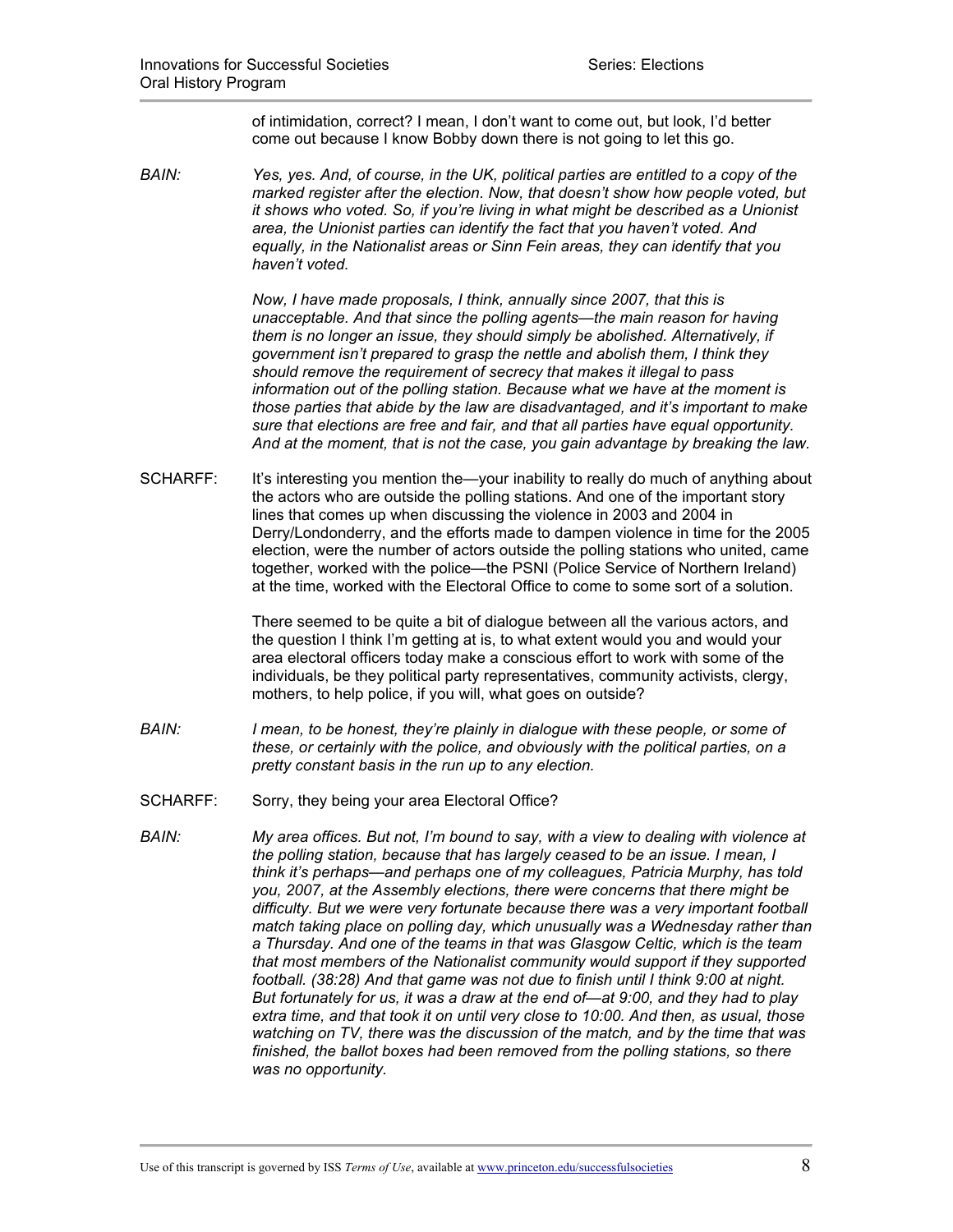of intimidation, correct? I mean, I don't want to come out, but look, I'd better come out because I know Bobby down there is not going to let this go.

*BAIN:* *Yes, yes. And, of course, in the UK, political parties are entitled to a copy of the marked register after the election. Now, that doesn't show how people voted, but it shows who voted. So, if you're living in what might be described as a Unionist area, the Unionist parties can identify the fact that you haven't voted. And equally, in the Nationalist areas or Sinn Fein areas, they can identify that you haven't voted.*

*Now, I have made proposals, I think, annually since 2007, that this is unacceptable. And that since the polling agents—the main reason for having them is no longer an issue, they should simply be abolished. Alternatively, if government isn't prepared to grasp the nettle and abolish them, I think they should remove the requirement of secrecy that makes it illegal to pass information out of the polling station. Because what we have at the moment is those parties that abide by the law are disadvantaged, and it's important to make sure that elections are free and fair, and that all parties have equal opportunity. And at the moment, that is not the case, you gain advantage by breaking the law.*

SCHARFF: It's interesting you mention the—your inability to really do much of anything about the actors who are outside the polling stations. And one of the important story lines that comes up when discussing the violence in 2003 and 2004 in Derry/Londonderry, and the efforts made to dampen violence in time for the 2005 election, were the number of actors outside the polling stations who united, came together, worked with the police—the PSNI (Police Service of Northern Ireland) at the time, worked with the Electoral Office to come to some sort of a solution.

There seemed to be quite a bit of dialogue between all the various actors, and the question I think I'm getting at is, to what extent would you and would your area electoral officers today make a conscious effort to work with some of the individuals, be they political party representatives, community activists, clergy, mothers, to help police, if you will, what goes on outside?

*BAIN:* *I mean, to be honest, they're plainly in dialogue with these people, or some of these, or certainly with the police, and obviously with the political parties, on a pretty constant basis in the run up to any election.*

SCHARFF: Sorry, they being your area Electoral Office?

*BAIN:* *My area offices. But not, I'm bound to say, with a view to dealing with violence at the polling station, because that has largely ceased to be an issue. I mean, I think it's perhaps—and perhaps one of my colleagues, Patricia Murphy, has told you, 2007, at the Assembly elections, there were concerns that there might be difficulty. But we were very fortunate because there was a very important football match taking place on polling day, which unusually was a Wednesday rather than a Thursday. And one of the teams in that was Glasgow Celtic, which is the team that most members of the Nationalist community would support if they supported football. (38:28) And that game was not due to finish until I think 9:00 at night. But fortunately for us, it was a draw at the end of—at 9:00, and they had to play extra time, and that took it on until very close to 10:00. And then, as usual, those watching on TV, there was the discussion of the match, and by the time that was finished, the ballot boxes had been removed from the polling stations, so there was no opportunity.*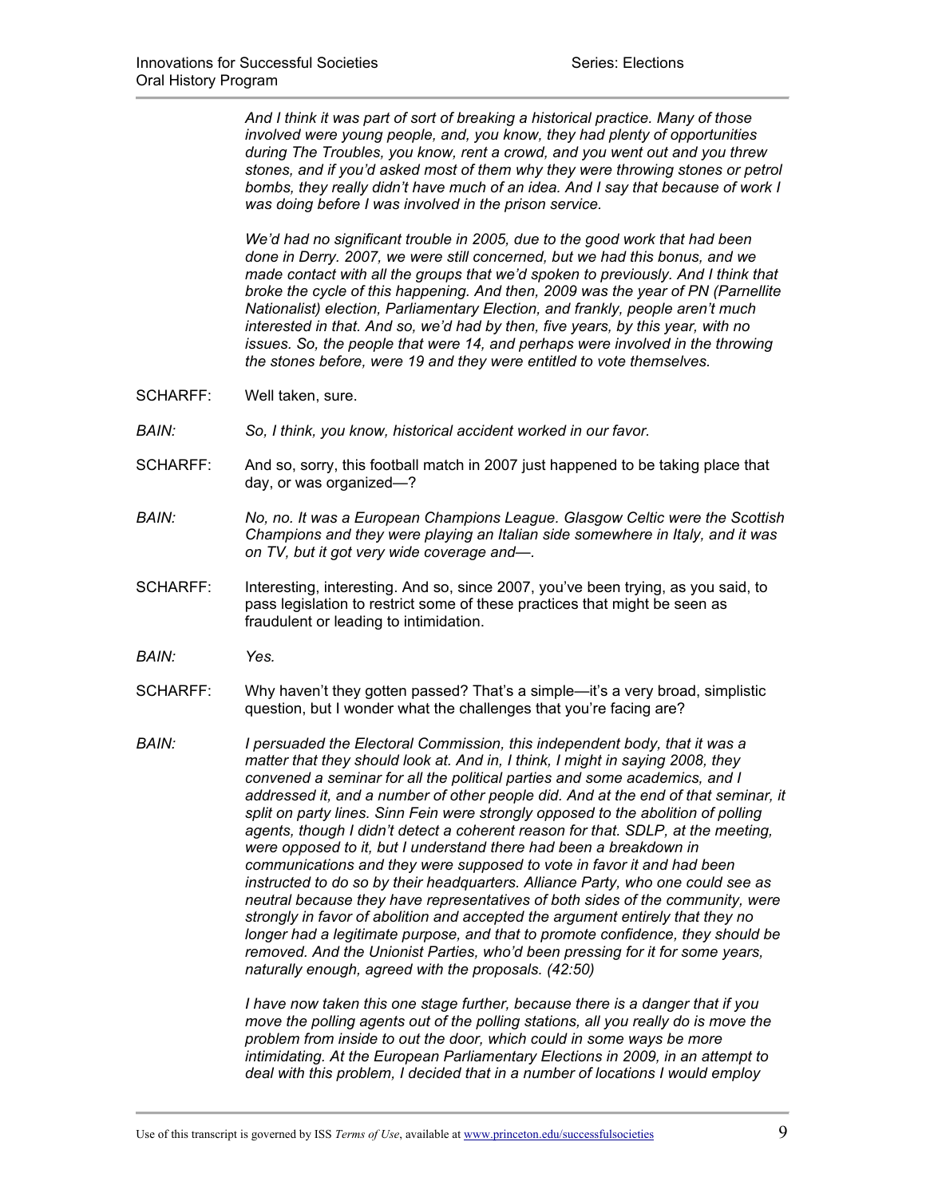*And I think it was part of sort of breaking a historical practice. Many of those involved were young people, and, you know, they had plenty of opportunities during The Troubles, you know, rent a crowd, and you went out and you threw stones, and if you'd asked most of them why they were throwing stones or petrol bombs, they really didn't have much of an idea. And I say that because of work I was doing before I was involved in the prison service.*

*We'd had no significant trouble in 2005, due to the good work that had been done in Derry. 2007, we were still concerned, but we had this bonus, and we made contact with all the groups that we'd spoken to previously. And I think that broke the cycle of this happening. And then, 2009 was the year of PN (Parnellite Nationalist) election, Parliamentary Election, and frankly, people aren't much interested in that. And so, we'd had by then, five years, by this year, with no issues. So, the people that were 14, and perhaps were involved in the throwing the stones before, were 19 and they were entitled to vote themselves.*

SCHARFF: Well taken, sure.

*BAIN: So, I think, you know, historical accident worked in our favor.*

SCHARFF: And so, sorry, this football match in 2007 just happened to be taking place that day, or was organized—?

*BAIN: No, no. It was a European Champions League. Glasgow Celtic were the Scottish Champions and they were playing an Italian side somewhere in Italy, and it was on TV, but it got very wide coverage and—.*

SCHARFF: Interesting, interesting. And so, since 2007, you've been trying, as you said, to pass legislation to restrict some of these practices that might be seen as fraudulent or leading to intimidation.

*BAIN: Yes.*

SCHARFF: Why haven't they gotten passed? That's a simple—it's a very broad, simplistic question, but I wonder what the challenges that you're facing are?

*BAIN: I persuaded the Electoral Commission, this independent body, that it was a matter that they should look at. And in, I think, I might in saying 2008, they convened a seminar for all the political parties and some academics, and I addressed it, and a number of other people did. And at the end of that seminar, it split on party lines. Sinn Fein were strongly opposed to the abolition of polling agents, though I didn't detect a coherent reason for that. SDLP, at the meeting, were opposed to it, but I understand there had been a breakdown in communications and they were supposed to vote in favor it and had been instructed to do so by their headquarters. Alliance Party, who one could see as neutral because they have representatives of both sides of the community, were strongly in favor of abolition and accepted the argument entirely that they no longer had a legitimate purpose, and that to promote confidence, they should be removed. And the Unionist Parties, who'd been pressing for it for some years, naturally enough, agreed with the proposals. (42:50)*

*I have now taken this one stage further, because there is a danger that if you move the polling agents out of the polling stations, all you really do is move the problem from inside to out the door, which could in some ways be more intimidating. At the European Parliamentary Elections in 2009, in an attempt to deal with this problem, I decided that in a number of locations I would employ*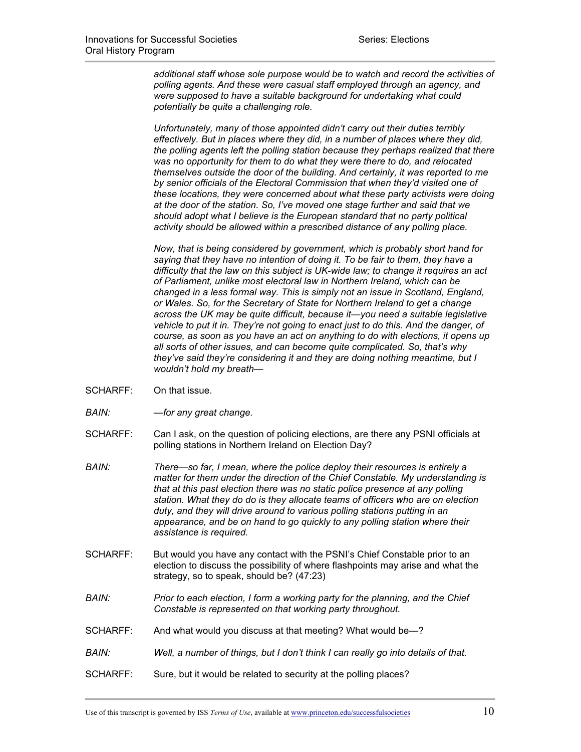*additional staff whose sole purpose would be to watch and record the activities of polling agents. And these were casual staff employed through an agency, and were supposed to have a suitable background for undertaking what could potentially be quite a challenging role.*

*Unfortunately, many of those appointed didn't carry out their duties terribly effectively. But in places where they did, in a number of places where they did, the polling agents left the polling station because they perhaps realized that there was no opportunity for them to do what they were there to do, and relocated themselves outside the door of the building. And certainly, it was reported to me by senior officials of the Electoral Commission that when they'd visited one of these locations, they were concerned about what these party activists were doing at the door of the station. So, I've moved one stage further and said that we should adopt what I believe is the European standard that no party political activity should be allowed within a prescribed distance of any polling place.*

*Now, that is being considered by government, which is probably short hand for saying that they have no intention of doing it. To be fair to them, they have a difficulty that the law on this subject is UK-wide law; to change it requires an act of Parliament, unlike most electoral law in Northern Ireland, which can be changed in a less formal way. This is simply not an issue in Scotland, England, or Wales. So, for the Secretary of State for Northern Ireland to get a change across the UK may be quite difficult, because it—you need a suitable legislative vehicle to put it in. They're not going to enact just to do this. And the danger, of course, as soon as you have an act on anything to do with elections, it opens up all sorts of other issues, and can become quite complicated. So, that's why they've said they're considering it and they are doing nothing meantime, but I wouldn't hold my breath—*

SCHARFF: On that issue.

*BAIN: —for any great change.*

SCHARFF: Can I ask, on the question of policing elections, are there any PSNI officials at polling stations in Northern Ireland on Election Day?

*BAIN: There—so far, I mean, where the police deploy their resources is entirely a matter for them under the direction of the Chief Constable. My understanding is that at this past election there was no static police presence at any polling station. What they do do is they allocate teams of officers who are on election duty, and they will drive around to various polling stations putting in an appearance, and be on hand to go quickly to any polling station where their assistance is required.*

SCHARFF: But would you have any contact with the PSNI's Chief Constable prior to an election to discuss the possibility of where flashpoints may arise and what the strategy, so to speak, should be? (47:23)

*BAIN: Prior to each election, I form a working party for the planning, and the Chief Constable is represented on that working party throughout.*

SCHARFF: And what would you discuss at that meeting? What would be—?

*BAIN: Well, a number of things, but I don't think I can really go into details of that.*

SCHARFF: Sure, but it would be related to security at the polling places?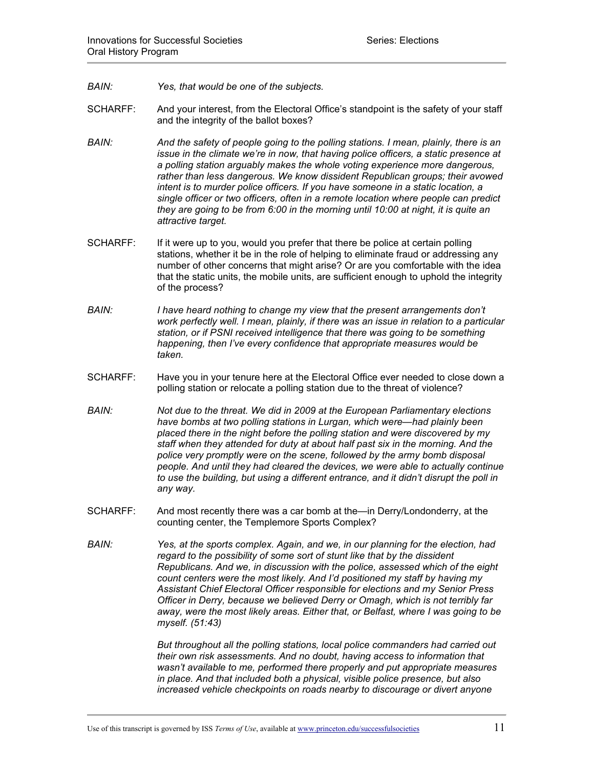*BAIN:* *Yes, that would be one of the subjects.*

SCHARFF: And your interest, from the Electoral Office's standpoint is the safety of your staff and the integrity of the ballot boxes?

*BAIN:* *And the safety of people going to the polling stations. I mean, plainly, there is an issue in the climate we're in now, that having police officers, a static presence at a polling station arguably makes the whole voting experience more dangerous, rather than less dangerous. We know dissident Republican groups; their avowed intent is to murder police officers. If you have someone in a static location, a single officer or two officers, often in a remote location where people can predict they are going to be from 6:00 in the morning until 10:00 at night, it is quite an attractive target.*

SCHARFF: If it were up to you, would you prefer that there be police at certain polling stations, whether it be in the role of helping to eliminate fraud or addressing any number of other concerns that might arise? Or are you comfortable with the idea that the static units, the mobile units, are sufficient enough to uphold the integrity of the process?

*BAIN:* *I have heard nothing to change my view that the present arrangements don't work perfectly well. I mean, plainly, if there was an issue in relation to a particular station, or if PSNI received intelligence that there was going to be something happening, then I've every confidence that appropriate measures would be taken.*

SCHARFF: Have you in your tenure here at the Electoral Office ever needed to close down a polling station or relocate a polling station due to the threat of violence?

*BAIN:* *Not due to the threat. We did in 2009 at the European Parliamentary elections have bombs at two polling stations in Lurgan, which were—had plainly been placed there in the night before the polling station and were discovered by my staff when they attended for duty at about half past six in the morning. And the police very promptly were on the scene, followed by the army bomb disposal people. And until they had cleared the devices, we were able to actually continue to use the building, but using a different entrance, and it didn't disrupt the poll in any way.*

SCHARFF: And most recently there was a car bomb at the—in Derry/Londonderry, at the counting center, the Templemore Sports Complex?

*BAIN:* *Yes, at the sports complex. Again, and we, in our planning for the election, had regard to the possibility of some sort of stunt like that by the dissident Republicans. And we, in discussion with the police, assessed which of the eight count centers were the most likely. And I'd positioned my staff by having my Assistant Chief Electoral Officer responsible for elections and my Senior Press Officer in Derry, because we believed Derry or Omagh, which is not terribly far away, were the most likely areas. Either that, or Belfast, where I was going to be myself. (51:43)*

*But throughout all the polling stations, local police commanders had carried out their own risk assessments. And no doubt, having access to information that wasn't available to me, performed there properly and put appropriate measures in place. And that included both a physical, visible police presence, but also increased vehicle checkpoints on roads nearby to discourage or divert anyone*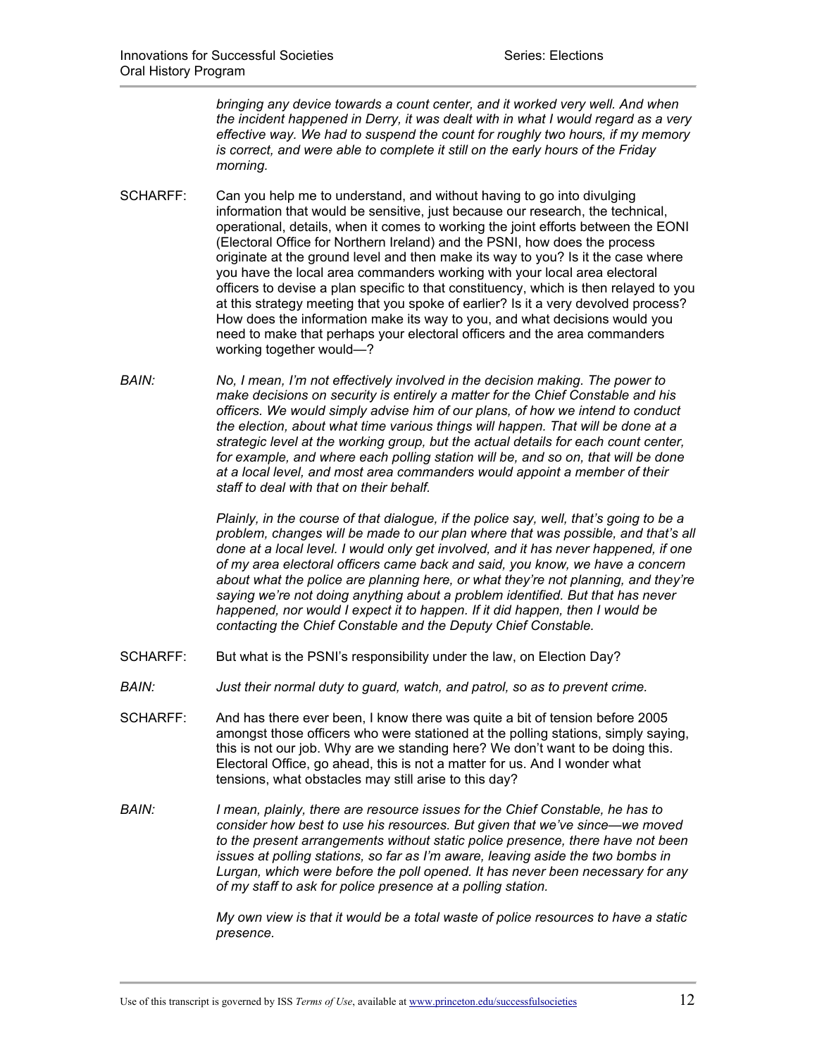*bringing any device towards a count center, and it worked very well. And when the incident happened in Derry, it was dealt with in what I would regard as a very effective way. We had to suspend the count for roughly two hours, if my memory is correct, and were able to complete it still on the early hours of the Friday morning.*

SCHARFF: Can you help me to understand, and without having to go into divulging information that would be sensitive, just because our research, the technical, operational, details, when it comes to working the joint efforts between the EONI (Electoral Office for Northern Ireland) and the PSNI, how does the process originate at the ground level and then make its way to you? Is it the case where you have the local area commanders working with your local area electoral officers to devise a plan specific to that constituency, which is then relayed to you at this strategy meeting that you spoke of earlier? Is it a very devolved process? How does the information make its way to you, and what decisions would you need to make that perhaps your electoral officers and the area commanders working together would—?

*BAIN: No, I mean, I'm not effectively involved in the decision making. The power to make decisions on security is entirely a matter for the Chief Constable and his officers. We would simply advise him of our plans, of how we intend to conduct the election, about what time various things will happen. That will be done at a strategic level at the working group, but the actual details for each count center, for example, and where each polling station will be, and so on, that will be done at a local level, and most area commanders would appoint a member of their staff to deal with that on their behalf.*

*Plainly, in the course of that dialogue, if the police say, well, that's going to be a problem, changes will be made to our plan where that was possible, and that's all done at a local level. I would only get involved, and it has never happened, if one of my area electoral officers came back and said, you know, we have a concern about what the police are planning here, or what they're not planning, and they're saying we're not doing anything about a problem identified. But that has never happened, nor would I expect it to happen. If it did happen, then I would be contacting the Chief Constable and the Deputy Chief Constable.*

SCHARFF: But what is the PSNI's responsibility under the law, on Election Day?

*BAIN: Just their normal duty to guard, watch, and patrol, so as to prevent crime.*

SCHARFF: And has there ever been, I know there was quite a bit of tension before 2005 amongst those officers who were stationed at the polling stations, simply saying, this is not our job. Why are we standing here? We don't want to be doing this. Electoral Office, go ahead, this is not a matter for us. And I wonder what tensions, what obstacles may still arise to this day?

*BAIN: I mean, plainly, there are resource issues for the Chief Constable, he has to consider how best to use his resources. But given that we've since—we moved to the present arrangements without static police presence, there have not been issues at polling stations, so far as I'm aware, leaving aside the two bombs in Lurgan, which were before the poll opened. It has never been necessary for any of my staff to ask for police presence at a polling station.*

*My own view is that it would be a total waste of police resources to have a static presence.*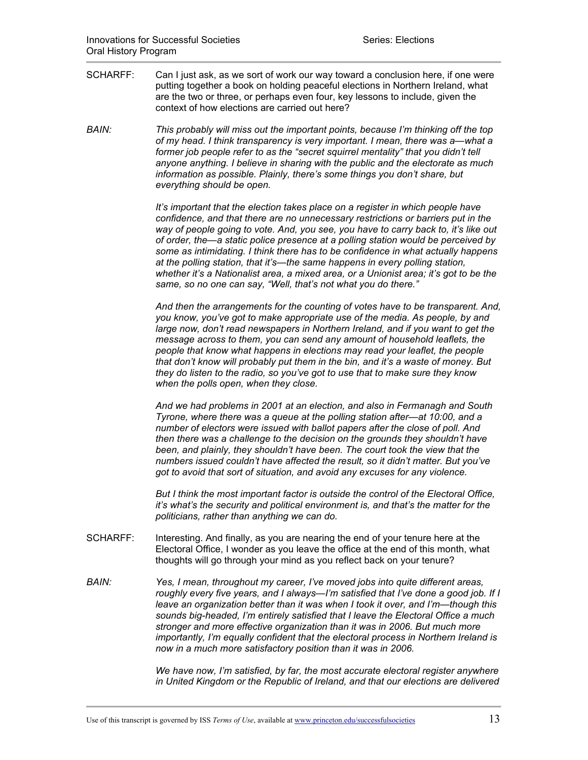SCHARFF: Can I just ask, as we sort of work our way toward a conclusion here, if one were putting together a book on holding peaceful elections in Northern Ireland, what are the two or three, or perhaps even four, key lessons to include, given the context of how elections are carried out here?

*BAIN: This probably will miss out the important points, because I'm thinking off the top of my head. I think transparency is very important. I mean, there was a—what a former job people refer to as the "secret squirrel mentality" that you didn't tell anyone anything. I believe in sharing with the public and the electorate as much information as possible. Plainly, there's some things you don't share, but everything should be open.*

*It's important that the election takes place on a register in which people have confidence, and that there are no unnecessary restrictions or barriers put in the way of people going to vote. And, you see, you have to carry back to, it's like out of order, the—a static police presence at a polling station would be perceived by some as intimidating. I think there has to be confidence in what actually happens at the polling station, that it's—the same happens in every polling station, whether it's a Nationalist area, a mixed area, or a Unionist area; it's got to be the same, so no one can say, "Well, that's not what you do there."*

*And then the arrangements for the counting of votes have to be transparent. And, you know, you've got to make appropriate use of the media. As people, by and large now, don't read newspapers in Northern Ireland, and if you want to get the message across to them, you can send any amount of household leaflets, the people that know what happens in elections may read your leaflet, the people that don't know will probably put them in the bin, and it's a waste of money. But they do listen to the radio, so you've got to use that to make sure they know when the polls open, when they close.*

*And we had problems in 2001 at an election, and also in Fermanagh and South Tyrone, where there was a queue at the polling station after—at 10:00, and a number of electors were issued with ballot papers after the close of poll. And then there was a challenge to the decision on the grounds they shouldn't have been, and plainly, they shouldn't have been. The court took the view that the numbers issued couldn't have affected the result, so it didn't matter. But you've got to avoid that sort of situation, and avoid any excuses for any violence.*

*But I think the most important factor is outside the control of the Electoral Office, it's what's the security and political environment is, and that's the matter for the politicians, rather than anything we can do.*

SCHARFF: Interesting. And finally, as you are nearing the end of your tenure here at the Electoral Office, I wonder as you leave the office at the end of this month, what thoughts will go through your mind as you reflect back on your tenure?

*BAIN: Yes, I mean, throughout my career, I've moved jobs into quite different areas, roughly every five years, and I always—I'm satisfied that I've done a good job. If I leave an organization better than it was when I took it over, and I'm—though this sounds big-headed, I'm entirely satisfied that I leave the Electoral Office a much stronger and more effective organization than it was in 2006. But much more importantly, I'm equally confident that the electoral process in Northern Ireland is now in a much more satisfactory position than it was in 2006.*

*We have now, I'm satisfied, by far, the most accurate electoral register anywhere in United Kingdom or the Republic of Ireland, and that our elections are delivered*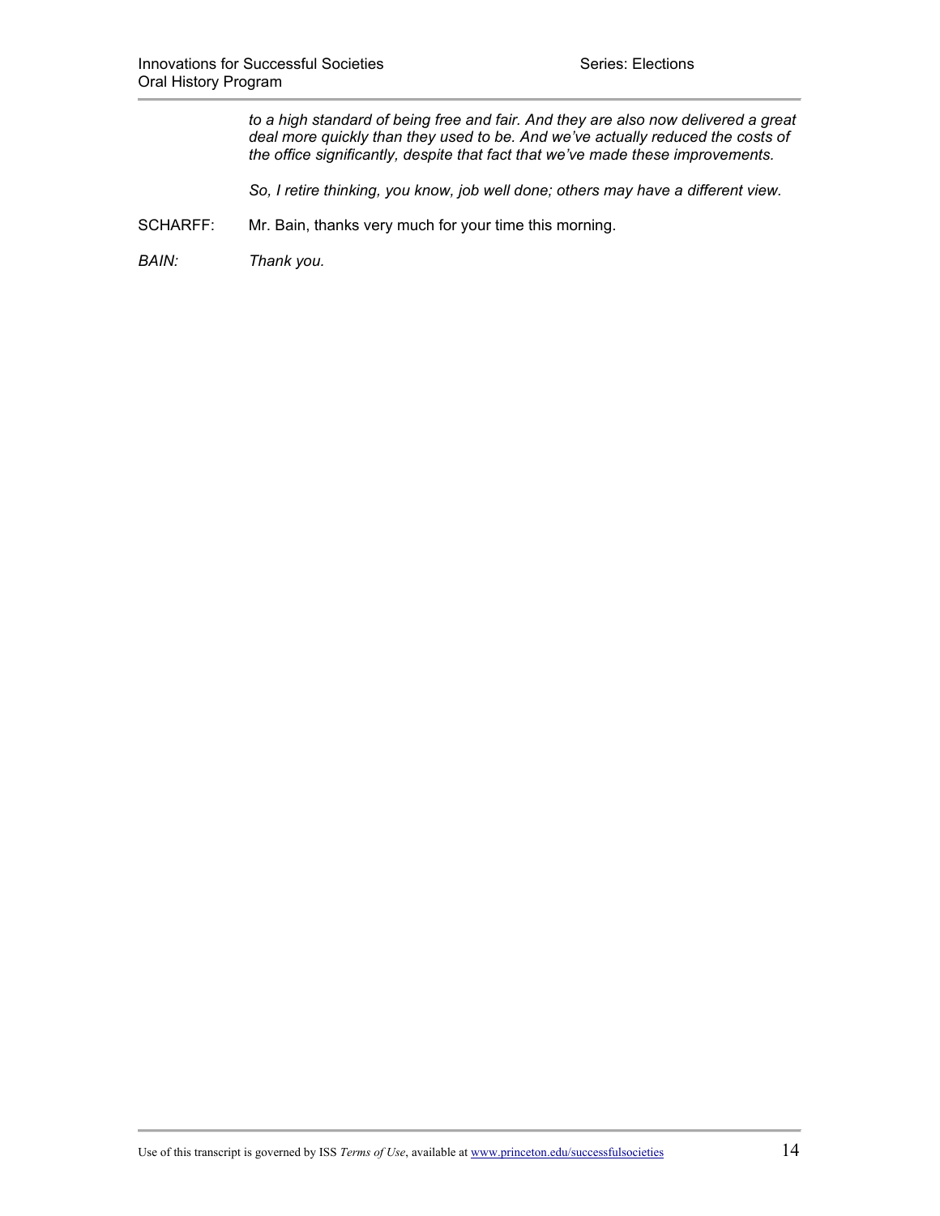*to a high standard of being free and fair. And they are also now delivered a great deal more quickly than they used to be. And we've actually reduced the costs of the office significantly, despite that fact that we've made these improvements.*

*So, I retire thinking, you know, job well done; others may have a different view.*

SCHARFF: Mr. Bain, thanks very much for your time this morning.

*BAIN: Thank you.*